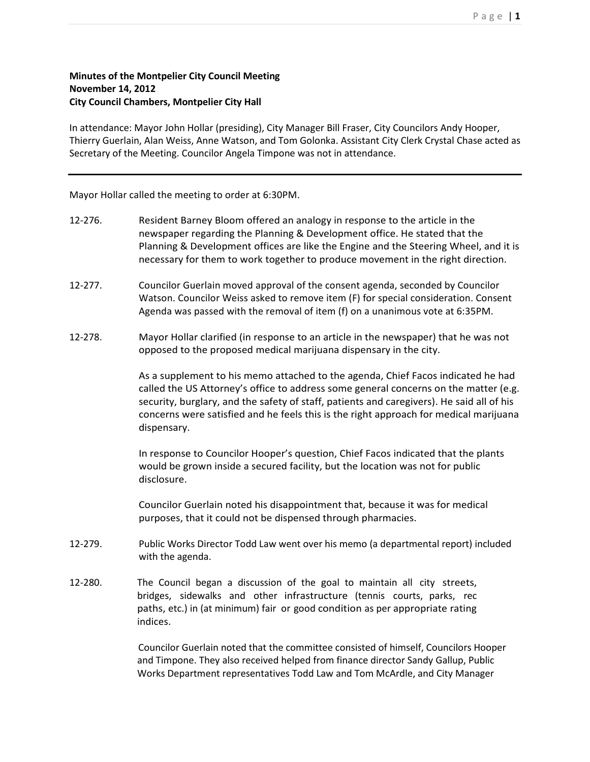**Minutes of the Montpelier City Council Meeting**
**November 14, 2012**
**City Council Chambers, Montpelier City Hall**

In attendance: Mayor John Hollar (presiding), City Manager Bill Fraser, City Councilors Andy Hooper, Thierry Guerlain, Alan Weiss, Anne Watson, and Tom Golonka. Assistant City Clerk Crystal Chase acted as Secretary of the Meeting. Councilor Angela Timpone was not in attendance.

---

Mayor Hollar called the meeting to order at 6:30PM.

12-276. Resident Barney Bloom offered an analogy in response to the article in the newspaper regarding the Planning & Development office. He stated that the Planning & Development offices are like the Engine and the Steering Wheel, and it is necessary for them to work together to produce movement in the right direction.

12-277. Councilor Guerlain moved approval of the consent agenda, seconded by Councilor Watson. Councilor Weiss asked to remove item (F) for special consideration. Consent Agenda was passed with the removal of item (f) on a unanimous vote at 6:35PM.

12-278. Mayor Hollar clarified (in response to an article in the newspaper) that he was not opposed to the proposed medical marijuana dispensary in the city.

As a supplement to his memo attached to the agenda, Chief Facos indicated he had called the US Attorney's office to address some general concerns on the matter (e.g. security, burglary, and the safety of staff, patients and caregivers). He said all of his concerns were satisfied and he feels this is the right approach for medical marijuana dispensary.

In response to Councilor Hooper's question, Chief Facos indicated that the plants would be grown inside a secured facility, but the location was not for public disclosure.

Councilor Guerlain noted his disappointment that, because it was for medical purposes, that it could not be dispensed through pharmacies.

12-279. Public Works Director Todd Law went over his memo (a departmental report) included with the agenda.

12-280. The Council began a discussion of the goal to maintain all city streets, bridges, sidewalks and other infrastructure (tennis courts, parks, rec paths, etc.) in (at minimum) fair or good condition as per appropriate rating indices.

Councilor Guerlain noted that the committee consisted of himself, Councilors Hooper and Timpone. They also received helped from finance director Sandy Gallup, Public Works Department representatives Todd Law and Tom McArdle, and City Manager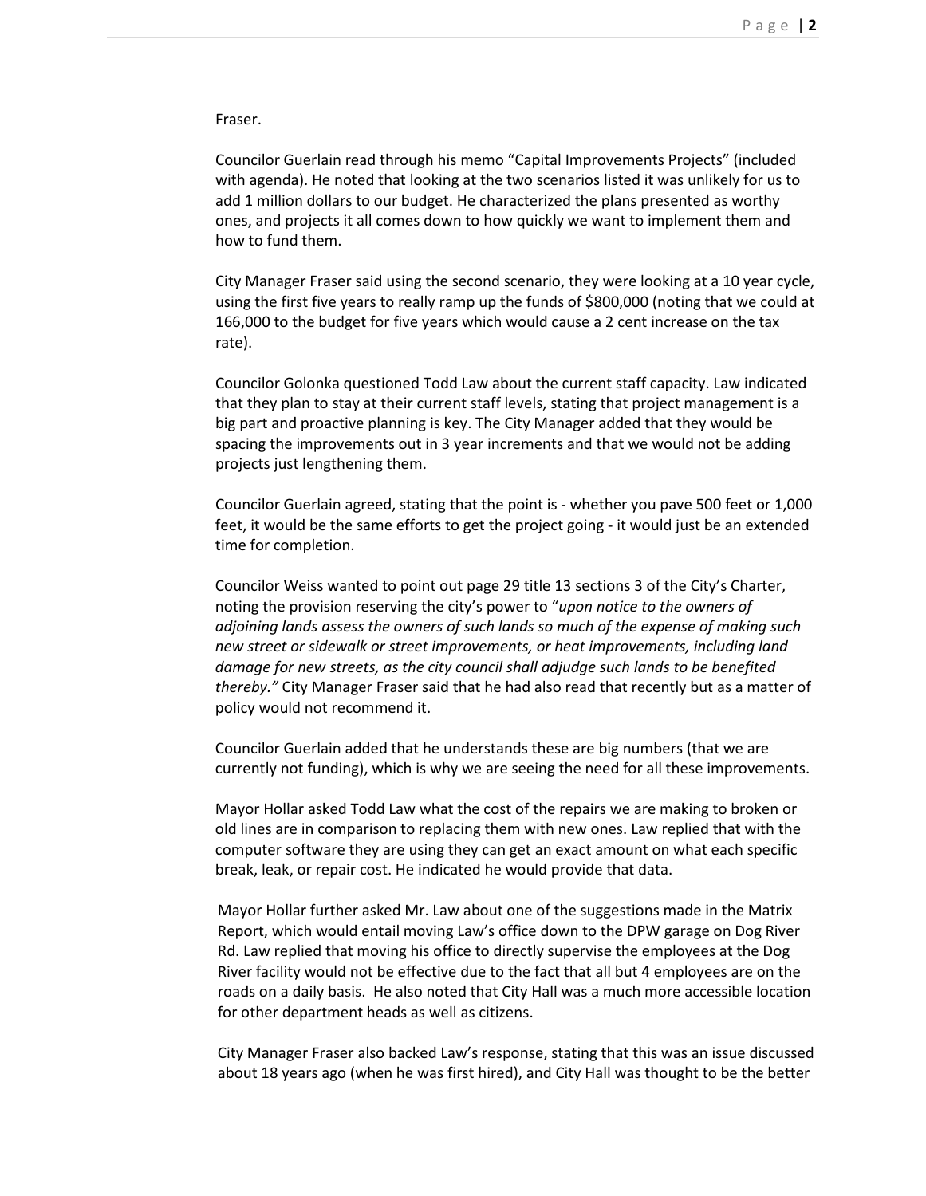Fraser.

Councilor Guerlain read through his memo "Capital Improvements Projects" (included with agenda). He noted that looking at the two scenarios listed it was unlikely for us to add 1 million dollars to our budget. He characterized the plans presented as worthy ones, and projects it all comes down to how quickly we want to implement them and how to fund them.

City Manager Fraser said using the second scenario, they were looking at a 10 year cycle, using the first five years to really ramp up the funds of $800,000 (noting that we could at 166,000 to the budget for five years which would cause a 2 cent increase on the tax rate).

Councilor Golonka questioned Todd Law about the current staff capacity. Law indicated that they plan to stay at their current staff levels, stating that project management is a big part and proactive planning is key. The City Manager added that they would be spacing the improvements out in 3 year increments and that we would not be adding projects just lengthening them.

Councilor Guerlain agreed, stating that the point is - whether you pave 500 feet or 1,000 feet, it would be the same efforts to get the project going - it would just be an extended time for completion.

Councilor Weiss wanted to point out page 29 title 13 sections 3 of the City's Charter, noting the provision reserving the city's power to "*upon notice to the owners of adjoining lands assess the owners of such lands so much of the expense of making such new street or sidewalk or street improvements, or heat improvements, including land damage for new streets, as the city council shall adjudge such lands to be benefited thereby.*" City Manager Fraser said that he had also read that recently but as a matter of policy would not recommend it.

Councilor Guerlain added that he understands these are big numbers (that we are currently not funding), which is why we are seeing the need for all these improvements.

Mayor Hollar asked Todd Law what the cost of the repairs we are making to broken or old lines are in comparison to replacing them with new ones. Law replied that with the computer software they are using they can get an exact amount on what each specific break, leak, or repair cost. He indicated he would provide that data.

Mayor Hollar further asked Mr. Law about one of the suggestions made in the Matrix Report, which would entail moving Law's office down to the DPW garage on Dog River Rd. Law replied that moving his office to directly supervise the employees at the Dog River facility would not be effective due to the fact that all but 4 employees are on the roads on a daily basis. He also noted that City Hall was a much more accessible location for other department heads as well as citizens.

City Manager Fraser also backed Law's response, stating that this was an issue discussed about 18 years ago (when he was first hired), and City Hall was thought to be the better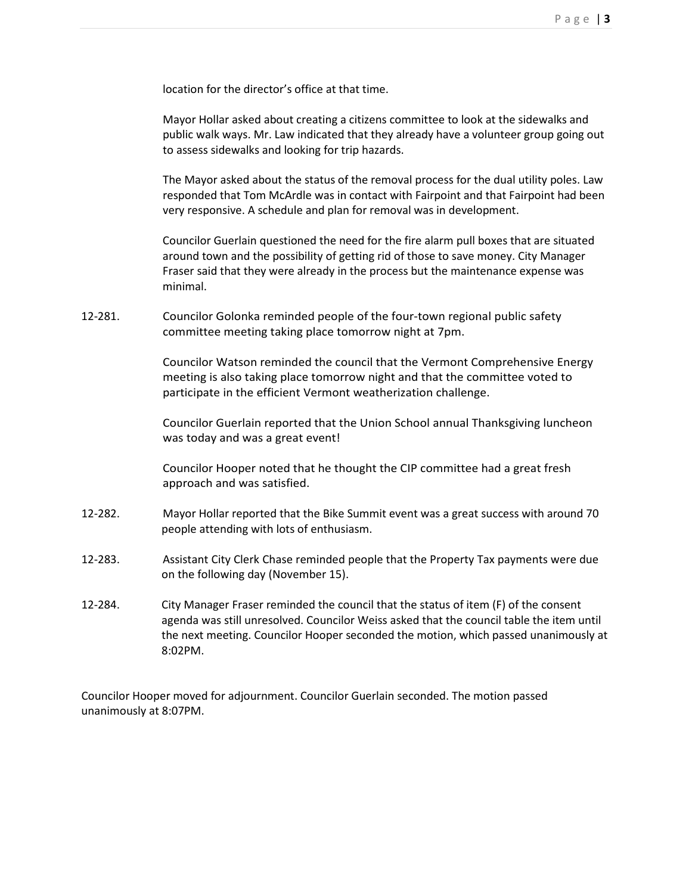location for the director's office at that time.

Mayor Hollar asked about creating a citizens committee to look at the sidewalks and public walk ways. Mr. Law indicated that they already have a volunteer group going out to assess sidewalks and looking for trip hazards.

The Mayor asked about the status of the removal process for the dual utility poles. Law responded that Tom McArdle was in contact with Fairpoint and that Fairpoint had been very responsive. A schedule and plan for removal was in development.

Councilor Guerlain questioned the need for the fire alarm pull boxes that are situated around town and the possibility of getting rid of those to save money. City Manager Fraser said that they were already in the process but the maintenance expense was minimal.

12-281. Councilor Golonka reminded people of the four-town regional public safety committee meeting taking place tomorrow night at 7pm.

Councilor Watson reminded the council that the Vermont Comprehensive Energy meeting is also taking place tomorrow night and that the committee voted to participate in the efficient Vermont weatherization challenge.

Councilor Guerlain reported that the Union School annual Thanksgiving luncheon was today and was a great event!

Councilor Hooper noted that he thought the CIP committee had a great fresh approach and was satisfied.

12-282. Mayor Hollar reported that the Bike Summit event was a great success with around 70 people attending with lots of enthusiasm.

12-283. Assistant City Clerk Chase reminded people that the Property Tax payments were due on the following day (November 15).

12-284. City Manager Fraser reminded the council that the status of item (F) of the consent agenda was still unresolved. Councilor Weiss asked that the council table the item until the next meeting. Councilor Hooper seconded the motion, which passed unanimously at 8:02PM.

Councilor Hooper moved for adjournment. Councilor Guerlain seconded. The motion passed unanimously at 8:07PM.